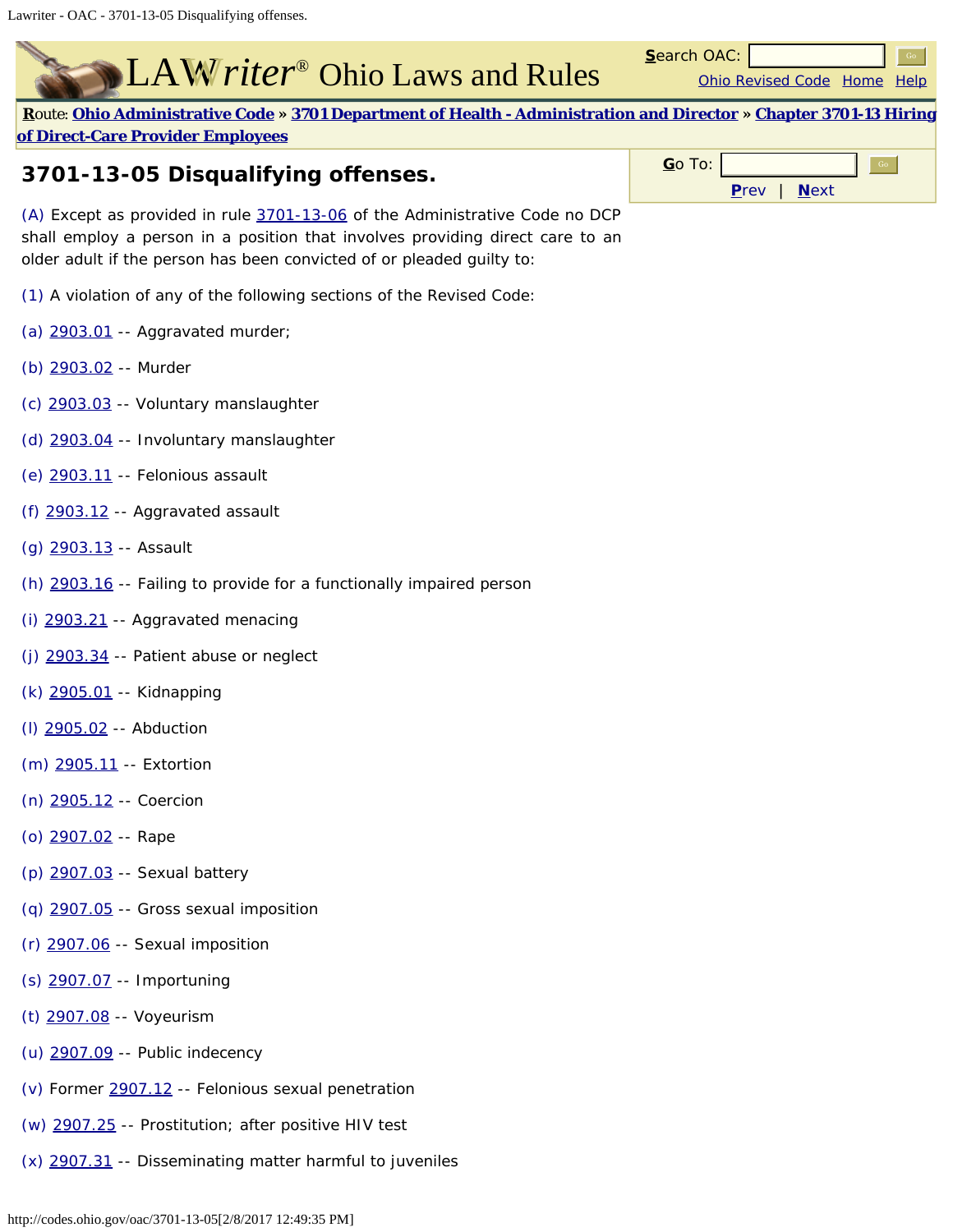Route: Ohio Administrative Code » 3701 Department of Health - Administration and Director » Chapter 3701-13 Hiring of Direct-Care Provider Employees

## 3701-13-05 Disqualifying offenses.

(A) Except as provided in rule 3701-13-06 of the Administrative Code no DCP shall employ a person in a position that involves providing direct care to an older adult if the person has been convicted of or pleaded guilty to:

(1) A violation of any of the following sections of the Revised Code:

(a) 2903.01 -- Aggravated murder;

(b) 2903.02 -- Murder

(c) 2903.03 -- Voluntary manslaughter

(d) 2903.04 -- Involuntary manslaughter

(e) 2903.11 -- Felonious assault

(f) 2903.12 -- Aggravated assault

(g) 2903.13 -- Assault

(h) 2903.16 -- Failing to provide for a functionally impaired person

(i) 2903.21 -- Aggravated menacing

(j) 2903.34 -- Patient abuse or neglect

(k) 2905.01 -- Kidnapping

(l) 2905.02 -- Abduction

(m) 2905.11 -- Extortion

(n) 2905.12 -- Coercion

(o) 2907.02 -- Rape

(p) 2907.03 -- Sexual battery

(q) 2907.05 -- Gross sexual imposition

(r) 2907.06 -- Sexual imposition

(s) 2907.07 -- Importuning

(t) 2907.08 -- Voyeurism

(u) 2907.09 -- Public indecency

(v) Former 2907.12 -- Felonious sexual penetration

(w) 2907.25 -- Prostitution; after positive HIV test

(x) 2907.31 -- Disseminating matter harmful to juveniles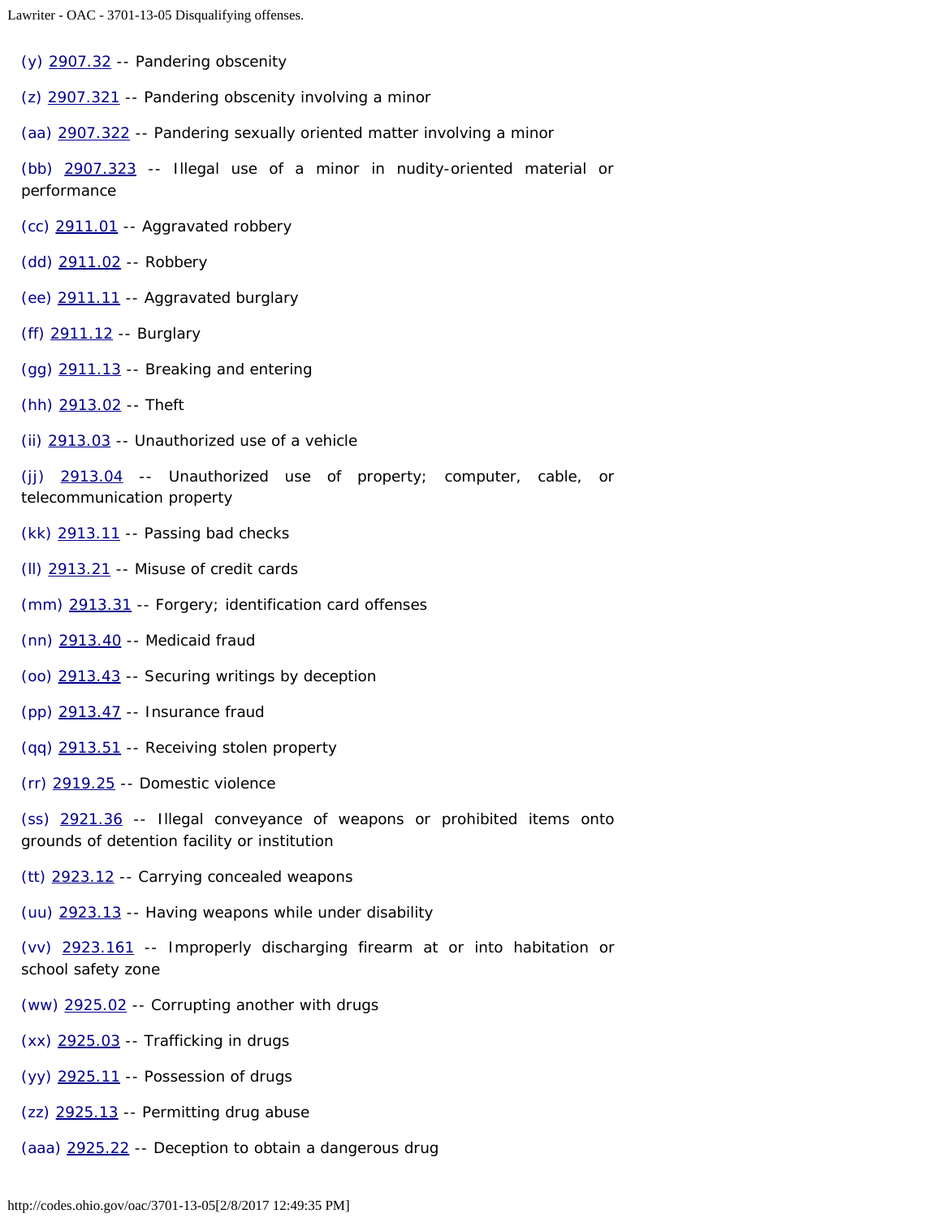(y) 2907.32 -- Pandering obscenity

(z) 2907.321 -- Pandering obscenity involving a minor

(aa) 2907.322 -- Pandering sexually oriented matter involving a minor

(bb) 2907.323 -- Illegal use of a minor in nudity-oriented material or performance

(cc) 2911.01 -- Aggravated robbery

(dd) 2911.02 -- Robbery

(ee) 2911.11 -- Aggravated burglary

(ff) 2911.12 -- Burglary

(gg) 2911.13 -- Breaking and entering

(hh) 2913.02 -- Theft

(ii) 2913.03 -- Unauthorized use of a vehicle

(jj) 2913.04 -- Unauthorized use of property; computer, cable, or telecommunication property

(kk) 2913.11 -- Passing bad checks

(ll) 2913.21 -- Misuse of credit cards

(mm) 2913.31 -- Forgery; identification card offenses

(nn) 2913.40 -- Medicaid fraud

(oo) 2913.43 -- Securing writings by deception

(pp) 2913.47 -- Insurance fraud

(qq) 2913.51 -- Receiving stolen property

(rr) 2919.25 -- Domestic violence

(ss) 2921.36 -- Illegal conveyance of weapons or prohibited items onto grounds of detention facility or institution

(tt) 2923.12 -- Carrying concealed weapons

(uu) 2923.13 -- Having weapons while under disability

(vv) 2923.161 -- Improperly discharging firearm at or into habitation or school safety zone

(ww) 2925.02 -- Corrupting another with drugs

(xx) 2925.03 -- Trafficking in drugs

(yy) 2925.11 -- Possession of drugs

(zz) 2925.13 -- Permitting drug abuse

(aaa) 2925.22 -- Deception to obtain a dangerous drug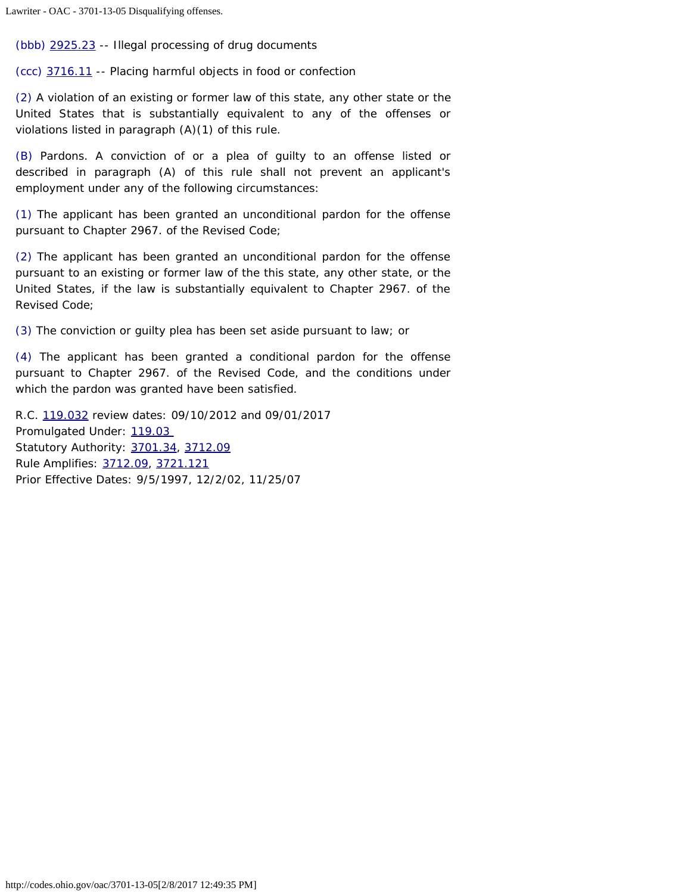(bbb) 2925.23 -- Illegal processing of drug documents

(ccc) 3716.11 -- Placing harmful objects in food or confection

(2) A violation of an existing or former law of this state, any other state or the United States that is substantially equivalent to any of the offenses or violations listed in paragraph (A)(1) of this rule.

(B) Pardons. A conviction of or a plea of guilty to an offense listed or described in paragraph (A) of this rule shall not prevent an applicant's employment under any of the following circumstances:

(1) The applicant has been granted an unconditional pardon for the offense pursuant to Chapter 2967. of the Revised Code;

(2) The applicant has been granted an unconditional pardon for the offense pursuant to an existing or former law of the this state, any other state, or the United States, if the law is substantially equivalent to Chapter 2967. of the Revised Code;

(3) The conviction or guilty plea has been set aside pursuant to law; or

(4) The applicant has been granted a conditional pardon for the offense pursuant to Chapter 2967. of the Revised Code, and the conditions under which the pardon was granted have been satisfied.

R.C. 119.032 review dates: 09/10/2012 and 09/01/2017
Promulgated Under: 119.03
Statutory Authority: 3701.34, 3712.09
Rule Amplifies: 3712.09, 3721.121
Prior Effective Dates: 9/5/1997, 12/2/02, 11/25/07